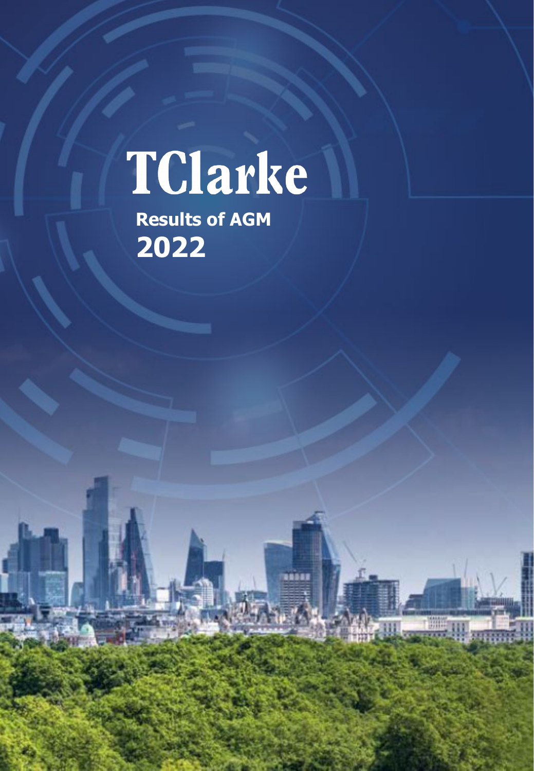# TClarke

**Results of AGM**

**2022**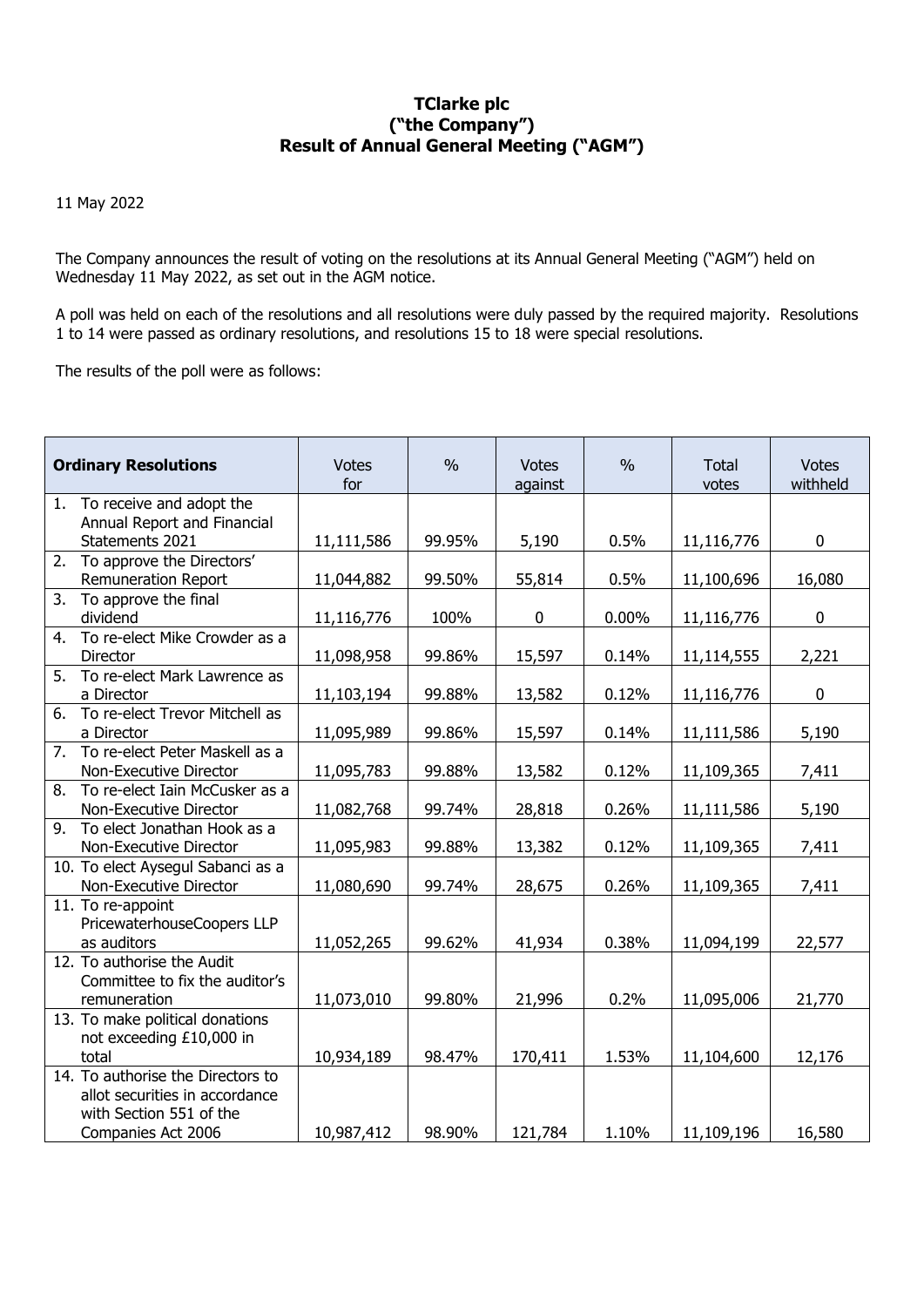**TClarke plc**
**("the Company")**
**Result of Annual General Meeting ("AGM")**

11 May 2022

The Company announces the result of voting on the resolutions at its Annual General Meeting ("AGM") held on Wednesday 11 May 2022, as set out in the AGM notice.

A poll was held on each of the resolutions and all resolutions were duly passed by the required majority. Resolutions 1 to 14 were passed as ordinary resolutions, and resolutions 15 to 18 were special resolutions.

The results of the poll were as follows:

| **Ordinary Resolutions** | Votes for | % | Votes against | % | Total votes | Votes withheld |
|---|---|---|---|---|---|---|
| 1. To receive and adopt the Annual Report and Financial Statements 2021 | 11,111,586 | 99.95% | 5,190 | 0.5% | 11,116,776 | 0 |
| 2. To approve the Directors' Remuneration Report | 11,044,882 | 99.50% | 55,814 | 0.5% | 11,100,696 | 16,080 |
| 3. To approve the final dividend | 11,116,776 | 100% | 0 | 0.00% | 11,116,776 | 0 |
| 4. To re-elect Mike Crowder as a Director | 11,098,958 | 99.86% | 15,597 | 0.14% | 11,114,555 | 2,221 |
| 5. To re-elect Mark Lawrence as a Director | 11,103,194 | 99.88% | 13,582 | 0.12% | 11,116,776 | 0 |
| 6. To re-elect Trevor Mitchell as a Director | 11,095,989 | 99.86% | 15,597 | 0.14% | 11,111,586 | 5,190 |
| 7. To re-elect Peter Maskell as a Non-Executive Director | 11,095,783 | 99.88% | 13,582 | 0.12% | 11,109,365 | 7,411 |
| 8. To re-elect Iain McCusker as a Non-Executive Director | 11,082,768 | 99.74% | 28,818 | 0.26% | 11,111,586 | 5,190 |
| 9. To elect Jonathan Hook as a Non-Executive Director | 11,095,983 | 99.88% | 13,382 | 0.12% | 11,109,365 | 7,411 |
| 10. To elect Aysegul Sabanci as a Non-Executive Director | 11,080,690 | 99.74% | 28,675 | 0.26% | 11,109,365 | 7,411 |
| 11. To re-appoint PricewaterhouseCoopers LLP as auditors | 11,052,265 | 99.62% | 41,934 | 0.38% | 11,094,199 | 22,577 |
| 12. To authorise the Audit Committee to fix the auditor's remuneration | 11,073,010 | 99.80% | 21,996 | 0.2% | 11,095,006 | 21,770 |
| 13. To make political donations not exceeding £10,000 in total | 10,934,189 | 98.47% | 170,411 | 1.53% | 11,104,600 | 12,176 |
| 14. To authorise the Directors to allot securities in accordance with Section 551 of the Companies Act 2006 | 10,987,412 | 98.90% | 121,784 | 1.10% | 11,109,196 | 16,580 |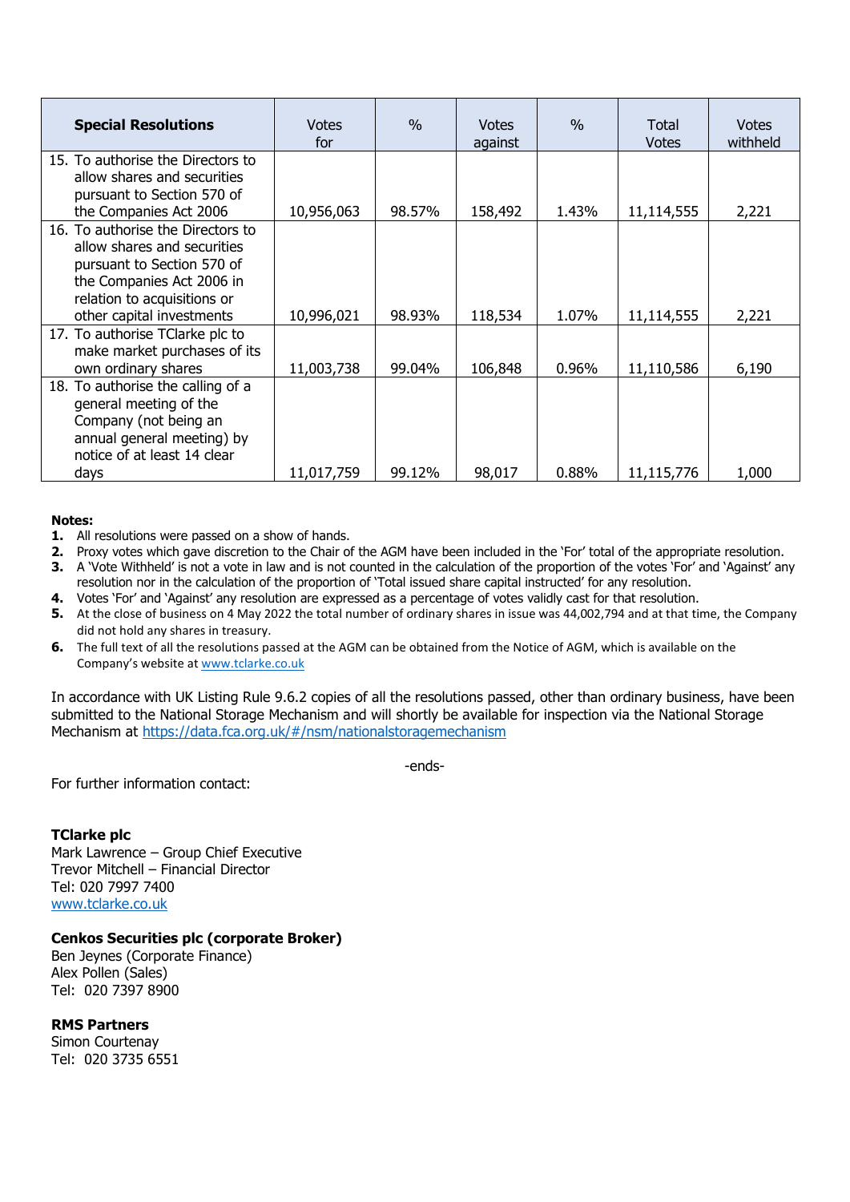| Special Resolutions | Votes for | % | Votes against | % | Total Votes | Votes withheld |
|---|---|---|---|---|---|---|
| 15. To authorise the Directors to allow shares and securities pursuant to Section 570 of the Companies Act 2006 | 10,956,063 | 98.57% | 158,492 | 1.43% | 11,114,555 | 2,221 |
| 16. To authorise the Directors to allow shares and securities pursuant to Section 570 of the Companies Act 2006 in relation to acquisitions or other capital investments | 10,996,021 | 98.93% | 118,534 | 1.07% | 11,114,555 | 2,221 |
| 17. To authorise TClarke plc to make market purchases of its own ordinary shares | 11,003,738 | 99.04% | 106,848 | 0.96% | 11,110,586 | 6,190 |
| 18. To authorise the calling of a general meeting of the Company (not being an annual general meeting) by notice of at least 14 clear days | 11,017,759 | 99.12% | 98,017 | 0.88% | 11,115,776 | 1,000 |

**Notes:**

1. All resolutions were passed on a show of hands.
2. Proxy votes which gave discretion to the Chair of the AGM have been included in the 'For' total of the appropriate resolution.
3. A 'Vote Withheld' is not a vote in law and is not counted in the calculation of the proportion of the votes 'For' and 'Against' any resolution nor in the calculation of the proportion of 'Total issued share capital instructed' for any resolution.
4. Votes 'For' and 'Against' any resolution are expressed as a percentage of votes validly cast for that resolution.
5. At the close of business on 4 May 2022 the total number of ordinary shares in issue was 44,002,794 and at that time, the Company did not hold any shares in treasury.
6. The full text of all the resolutions passed at the AGM can be obtained from the Notice of AGM, which is available on the Company's website at www.tclarke.co.uk

In accordance with UK Listing Rule 9.6.2 copies of all the resolutions passed, other than ordinary business, have been submitted to the National Storage Mechanism and will shortly be available for inspection via the National Storage Mechanism at https://data.fca.org.uk/#/nsm/nationalstoragemechanism

-ends-

For further information contact:

**TClarke plc**
Mark Lawrence – Group Chief Executive
Trevor Mitchell – Financial Director
Tel: 020 7997 7400
www.tclarke.co.uk

**Cenkos Securities plc (corporate Broker)**
Ben Jeynes (Corporate Finance)
Alex Pollen (Sales)
Tel: 020 7397 8900

**RMS Partners**
Simon Courtenay
Tel: 020 3735 6551